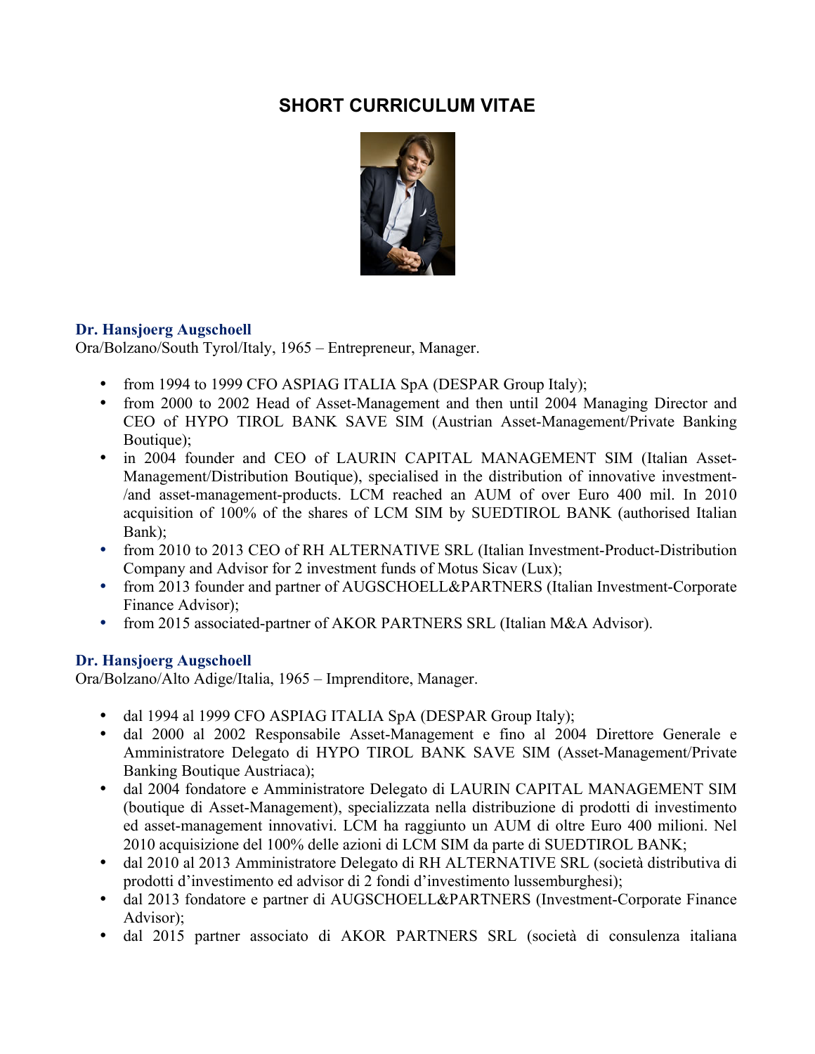# SHORT CURRICULUM VITAE

**Dr. Hansjoerg Augschoell**
Ora/Bolzano/South Tyrol/Italy, 1965 – Entrepreneur, Manager.

- from 1994 to 1999 CFO ASPIAG ITALIA SpA (DESPAR Group Italy);
- from 2000 to 2002 Head of Asset-Management and then until 2004 Managing Director and CEO of HYPO TIROL BANK SAVE SIM (Austrian Asset-Management/Private Banking Boutique);
- in 2004 founder and CEO of LAURIN CAPITAL MANAGEMENT SIM (Italian Asset-Management/Distribution Boutique), specialised in the distribution of innovative investment-/and asset-management-products. LCM reached an AUM of over Euro 400 mil. In 2010 acquisition of 100% of the shares of LCM SIM by SUEDTIROL BANK (authorised Italian Bank);
- from 2010 to 2013 CEO of RH ALTERNATIVE SRL (Italian Investment-Product-Distribution Company and Advisor for 2 investment funds of Motus Sicav (Lux);
- from 2013 founder and partner of AUGSCHOELL&PARTNERS (Italian Investment-Corporate Finance Advisor);
- from 2015 associated-partner of AKOR PARTNERS SRL (Italian M&A Advisor).

**Dr. Hansjoerg Augschoell**
Ora/Bolzano/Alto Adige/Italia, 1965 – Imprenditore, Manager.

- dal 1994 al 1999 CFO ASPIAG ITALIA SpA (DESPAR Group Italy);
- dal 2000 al 2002 Responsabile Asset-Management e fino al 2004 Direttore Generale e Amministratore Delegato di HYPO TIROL BANK SAVE SIM (Asset-Management/Private Banking Boutique Austriaca);
- dal 2004 fondatore e Amministratore Delegato di LAURIN CAPITAL MANAGEMENT SIM (boutique di Asset-Management), specializzata nella distribuzione di prodotti di investimento ed asset-management innovativi. LCM ha raggiunto un AUM di oltre Euro 400 milioni. Nel 2010 acquisizione del 100% delle azioni di LCM SIM da parte di SUEDTIROL BANK;
- dal 2010 al 2013 Amministratore Delegato di RH ALTERNATIVE SRL (società distributiva di prodotti d'investimento ed advisor di 2 fondi d'investimento lussemburghesi);
- dal 2013 fondatore e partner di AUGSCHOELL&PARTNERS (Investment-Corporate Finance Advisor);
- dal 2015 partner associato di AKOR PARTNERS SRL (società di consulenza italiana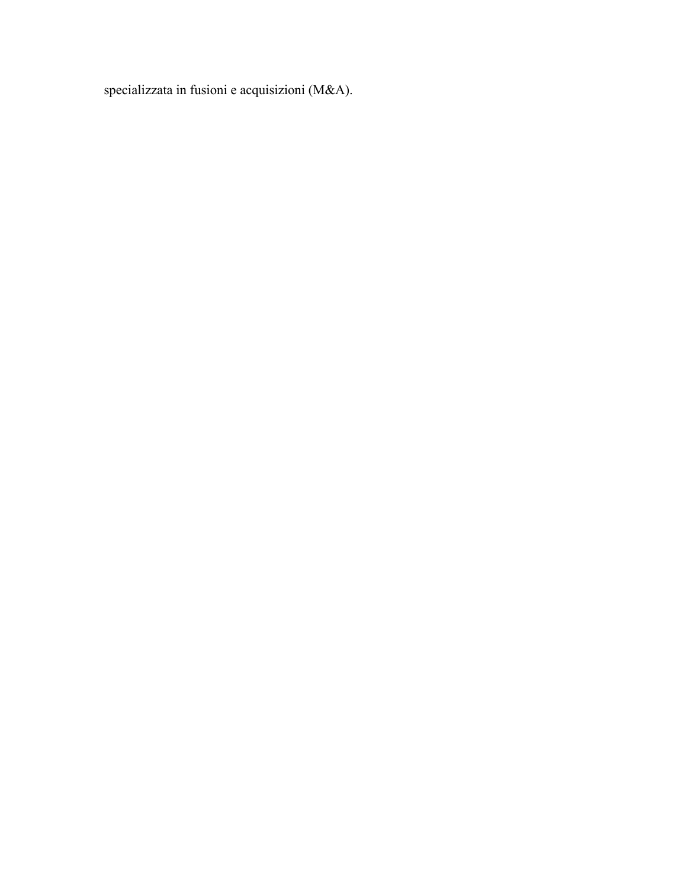specializzata in fusioni e acquisizioni (M&A).